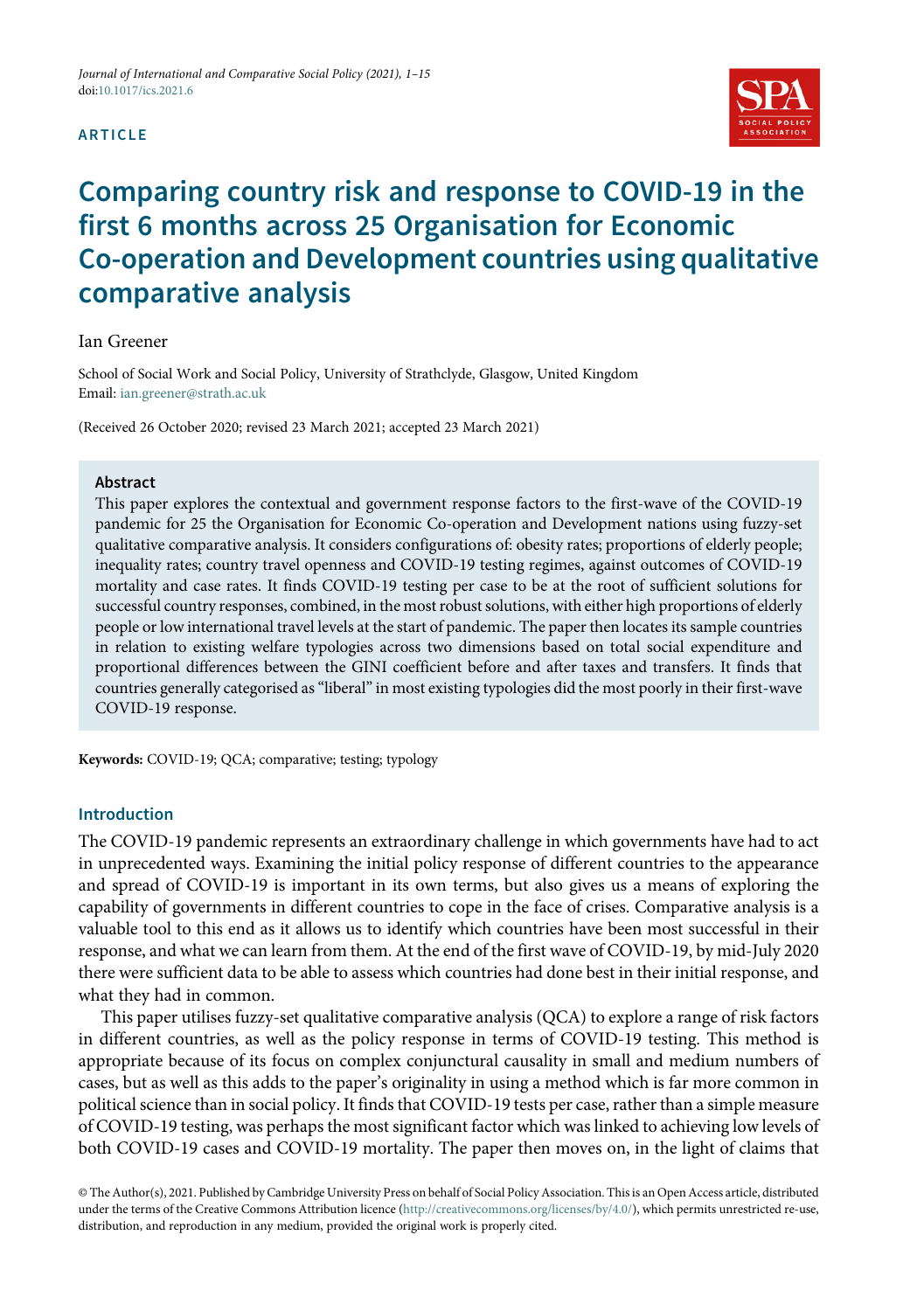Journal of International and Comparative Social Policy (2021), 1–15
doi:10.1017/ics.2021.6

ARTICLE

# Comparing country risk and response to COVID-19 in the first 6 months across 25 Organisation for Economic Co-operation and Development countries using qualitative comparative analysis

Ian Greener

School of Social Work and Social Policy, University of Strathclyde, Glasgow, United Kingdom
Email: ian.greener@strath.ac.uk

(Received 26 October 2020; revised 23 March 2021; accepted 23 March 2021)

## Abstract

This paper explores the contextual and government response factors to the first-wave of the COVID-19 pandemic for 25 the Organisation for Economic Co-operation and Development nations using fuzzy-set qualitative comparative analysis. It considers configurations of: obesity rates; proportions of elderly people; inequality rates; country travel openness and COVID-19 testing regimes, against outcomes of COVID-19 mortality and case rates. It finds COVID-19 testing per case to be at the root of sufficient solutions for successful country responses, combined, in the most robust solutions, with either high proportions of elderly people or low international travel levels at the start of pandemic. The paper then locates its sample countries in relation to existing welfare typologies across two dimensions based on total social expenditure and proportional differences between the GINI coefficient before and after taxes and transfers. It finds that countries generally categorised as "liberal" in most existing typologies did the most poorly in their first-wave COVID-19 response.

**Keywords:** COVID-19; QCA; comparative; testing; typology

## Introduction

The COVID-19 pandemic represents an extraordinary challenge in which governments have had to act in unprecedented ways. Examining the initial policy response of different countries to the appearance and spread of COVID-19 is important in its own terms, but also gives us a means of exploring the capability of governments in different countries to cope in the face of crises. Comparative analysis is a valuable tool to this end as it allows us to identify which countries have been most successful in their response, and what we can learn from them. At the end of the first wave of COVID-19, by mid-July 2020 there were sufficient data to be able to assess which countries had done best in their initial response, and what they had in common.

This paper utilises fuzzy-set qualitative comparative analysis (QCA) to explore a range of risk factors in different countries, as well as the policy response in terms of COVID-19 testing. This method is appropriate because of its focus on complex conjunctural causality in small and medium numbers of cases, but as well as this adds to the paper's originality in using a method which is far more common in political science than in social policy. It finds that COVID-19 tests per case, rather than a simple measure of COVID-19 testing, was perhaps the most significant factor which was linked to achieving low levels of both COVID-19 cases and COVID-19 mortality. The paper then moves on, in the light of claims that

© The Author(s), 2021. Published by Cambridge University Press on behalf of Social Policy Association. This is an Open Access article, distributed under the terms of the Creative Commons Attribution licence (http://creativecommons.org/licenses/by/4.0/), which permits unrestricted re-use, distribution, and reproduction in any medium, provided the original work is properly cited.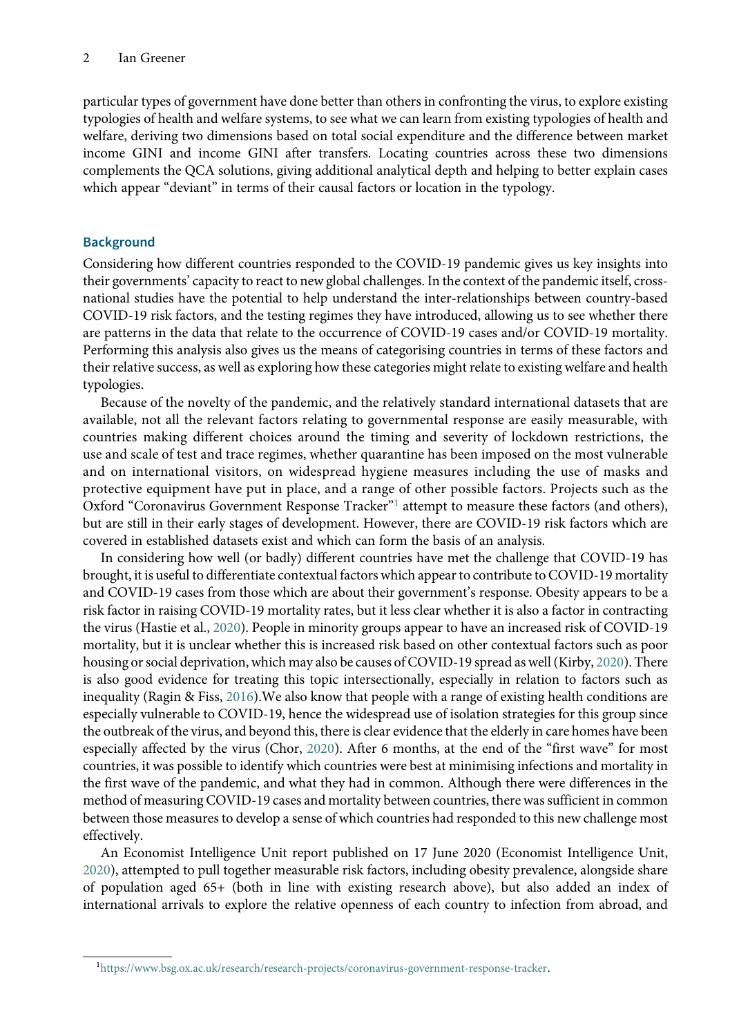particular types of government have done better than others in confronting the virus, to explore existing typologies of health and welfare systems, to see what we can learn from existing typologies of health and welfare, deriving two dimensions based on total social expenditure and the difference between market income GINI and income GINI after transfers. Locating countries across these two dimensions complements the QCA solutions, giving additional analytical depth and helping to better explain cases which appear "deviant" in terms of their causal factors or location in the typology.

## Background

Considering how different countries responded to the COVID-19 pandemic gives us key insights into their governments' capacity to react to new global challenges. In the context of the pandemic itself, cross-national studies have the potential to help understand the inter-relationships between country-based COVID-19 risk factors, and the testing regimes they have introduced, allowing us to see whether there are patterns in the data that relate to the occurrence of COVID-19 cases and/or COVID-19 mortality. Performing this analysis also gives us the means of categorising countries in terms of these factors and their relative success, as well as exploring how these categories might relate to existing welfare and health typologies.

Because of the novelty of the pandemic, and the relatively standard international datasets that are available, not all the relevant factors relating to governmental response are easily measurable, with countries making different choices around the timing and severity of lockdown restrictions, the use and scale of test and trace regimes, whether quarantine has been imposed on the most vulnerable and on international visitors, on widespread hygiene measures including the use of masks and protective equipment have put in place, and a range of other possible factors. Projects such as the Oxford "Coronavirus Government Response Tracker"[1] attempt to measure these factors (and others), but are still in their early stages of development. However, there are COVID-19 risk factors which are covered in established datasets exist and which can form the basis of an analysis.

In considering how well (or badly) different countries have met the challenge that COVID-19 has brought, it is useful to differentiate contextual factors which appear to contribute to COVID-19 mortality and COVID-19 cases from those which are about their government's response. Obesity appears to be a risk factor in raising COVID-19 mortality rates, but it less clear whether it is also a factor in contracting the virus (Hastie et al., 2020). People in minority groups appear to have an increased risk of COVID-19 mortality, but it is unclear whether this is increased risk based on other contextual factors such as poor housing or social deprivation, which may also be causes of COVID-19 spread as well (Kirby, 2020). There is also good evidence for treating this topic intersectionally, especially in relation to factors such as inequality (Ragin & Fiss, 2016).We also know that people with a range of existing health conditions are especially vulnerable to COVID-19, hence the widespread use of isolation strategies for this group since the outbreak of the virus, and beyond this, there is clear evidence that the elderly in care homes have been especially affected by the virus (Chor, 2020). After 6 months, at the end of the "first wave" for most countries, it was possible to identify which countries were best at minimising infections and mortality in the first wave of the pandemic, and what they had in common. Although there were differences in the method of measuring COVID-19 cases and mortality between countries, there was sufficient in common between those measures to develop a sense of which countries had responded to this new challenge most effectively.

An Economist Intelligence Unit report published on 17 June 2020 (Economist Intelligence Unit, 2020), attempted to pull together measurable risk factors, including obesity prevalence, alongside share of population aged 65+ (both in line with existing research above), but also added an index of international arrivals to explore the relative openness of each country to infection from abroad, and

[1]https://www.bsg.ox.ac.uk/research/research-projects/coronavirus-government-response-tracker.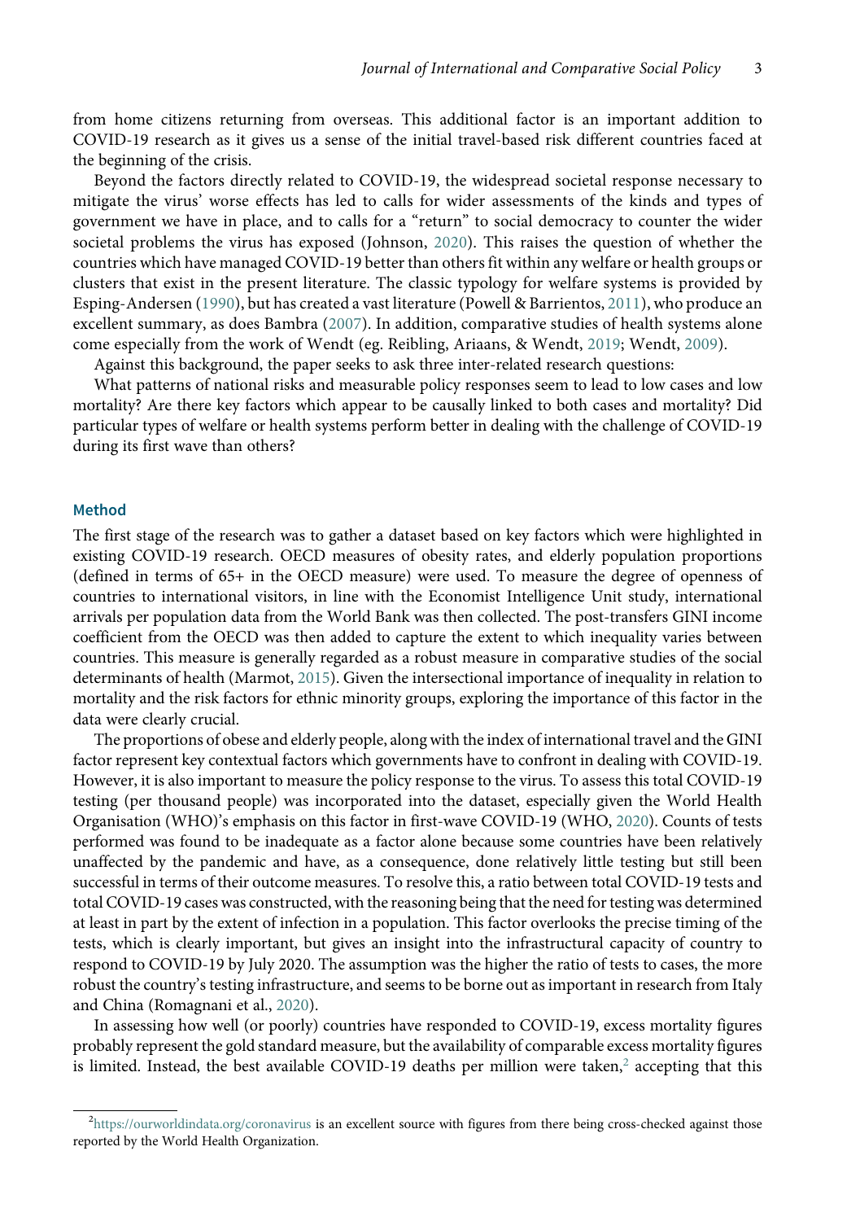from home citizens returning from overseas. This additional factor is an important addition to COVID-19 research as it gives us a sense of the initial travel-based risk different countries faced at the beginning of the crisis.

Beyond the factors directly related to COVID-19, the widespread societal response necessary to mitigate the virus' worse effects has led to calls for wider assessments of the kinds and types of government we have in place, and to calls for a "return" to social democracy to counter the wider societal problems the virus has exposed (Johnson, 2020). This raises the question of whether the countries which have managed COVID-19 better than others fit within any welfare or health groups or clusters that exist in the present literature. The classic typology for welfare systems is provided by Esping-Andersen (1990), but has created a vast literature (Powell & Barrientos, 2011), who produce an excellent summary, as does Bambra (2007). In addition, comparative studies of health systems alone come especially from the work of Wendt (eg. Reibling, Ariaans, & Wendt, 2019; Wendt, 2009).

Against this background, the paper seeks to ask three inter-related research questions:

What patterns of national risks and measurable policy responses seem to lead to low cases and low mortality? Are there key factors which appear to be causally linked to both cases and mortality? Did particular types of welfare or health systems perform better in dealing with the challenge of COVID-19 during its first wave than others?

## Method

The first stage of the research was to gather a dataset based on key factors which were highlighted in existing COVID-19 research. OECD measures of obesity rates, and elderly population proportions (defined in terms of 65+ in the OECD measure) were used. To measure the degree of openness of countries to international visitors, in line with the Economist Intelligence Unit study, international arrivals per population data from the World Bank was then collected. The post-transfers GINI income coefficient from the OECD was then added to capture the extent to which inequality varies between countries. This measure is generally regarded as a robust measure in comparative studies of the social determinants of health (Marmot, 2015). Given the intersectional importance of inequality in relation to mortality and the risk factors for ethnic minority groups, exploring the importance of this factor in the data were clearly crucial.

The proportions of obese and elderly people, along with the index of international travel and the GINI factor represent key contextual factors which governments have to confront in dealing with COVID-19. However, it is also important to measure the policy response to the virus. To assess this total COVID-19 testing (per thousand people) was incorporated into the dataset, especially given the World Health Organisation (WHO)'s emphasis on this factor in first-wave COVID-19 (WHO, 2020). Counts of tests performed was found to be inadequate as a factor alone because some countries have been relatively unaffected by the pandemic and have, as a consequence, done relatively little testing but still been successful in terms of their outcome measures. To resolve this, a ratio between total COVID-19 tests and total COVID-19 cases was constructed, with the reasoning being that the need for testing was determined at least in part by the extent of infection in a population. This factor overlooks the precise timing of the tests, which is clearly important, but gives an insight into the infrastructural capacity of country to respond to COVID-19 by July 2020. The assumption was the higher the ratio of tests to cases, the more robust the country's testing infrastructure, and seems to be borne out as important in research from Italy and China (Romagnani et al., 2020).

In assessing how well (or poorly) countries have responded to COVID-19, excess mortality figures probably represent the gold standard measure, but the availability of comparable excess mortality figures is limited. Instead, the best available COVID-19 deaths per million were taken,[2] accepting that this

[2] https://ourworldindata.org/coronavirus is an excellent source with figures from there being cross-checked against those reported by the World Health Organization.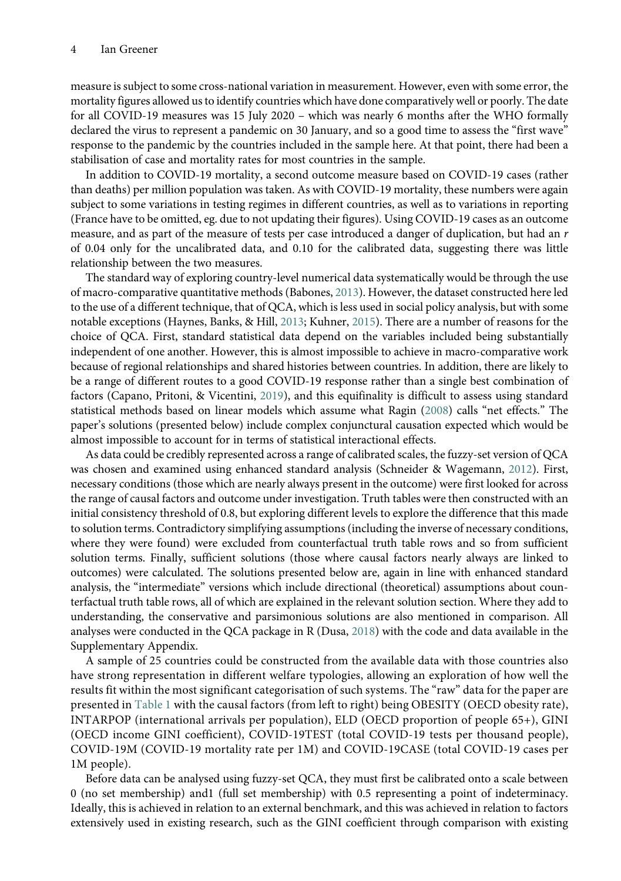measure is subject to some cross-national variation in measurement. However, even with some error, the mortality figures allowed us to identify countries which have done comparatively well or poorly. The date for all COVID-19 measures was 15 July 2020 – which was nearly 6 months after the WHO formally declared the virus to represent a pandemic on 30 January, and so a good time to assess the "first wave" response to the pandemic by the countries included in the sample here. At that point, there had been a stabilisation of case and mortality rates for most countries in the sample.

In addition to COVID-19 mortality, a second outcome measure based on COVID-19 cases (rather than deaths) per million population was taken. As with COVID-19 mortality, these numbers were again subject to some variations in testing regimes in different countries, as well as to variations in reporting (France have to be omitted, eg. due to not updating their figures). Using COVID-19 cases as an outcome measure, and as part of the measure of tests per case introduced a danger of duplication, but had an *r* of 0.04 only for the uncalibrated data, and 0.10 for the calibrated data, suggesting there was little relationship between the two measures.

The standard way of exploring country-level numerical data systematically would be through the use of macro-comparative quantitative methods (Babones, 2013). However, the dataset constructed here led to the use of a different technique, that of QCA, which is less used in social policy analysis, but with some notable exceptions (Haynes, Banks, & Hill, 2013; Kuhner, 2015). There are a number of reasons for the choice of QCA. First, standard statistical data depend on the variables included being substantially independent of one another. However, this is almost impossible to achieve in macro-comparative work because of regional relationships and shared histories between countries. In addition, there are likely to be a range of different routes to a good COVID-19 response rather than a single best combination of factors (Capano, Pritoni, & Vicentini, 2019), and this equifinality is difficult to assess using standard statistical methods based on linear models which assume what Ragin (2008) calls "net effects." The paper's solutions (presented below) include complex conjunctural causation expected which would be almost impossible to account for in terms of statistical interactional effects.

As data could be credibly represented across a range of calibrated scales, the fuzzy-set version of QCA was chosen and examined using enhanced standard analysis (Schneider & Wagemann, 2012). First, necessary conditions (those which are nearly always present in the outcome) were first looked for across the range of causal factors and outcome under investigation. Truth tables were then constructed with an initial consistency threshold of 0.8, but exploring different levels to explore the difference that this made to solution terms. Contradictory simplifying assumptions (including the inverse of necessary conditions, where they were found) were excluded from counterfactual truth table rows and so from sufficient solution terms. Finally, sufficient solutions (those where causal factors nearly always are linked to outcomes) were calculated. The solutions presented below are, again in line with enhanced standard analysis, the "intermediate" versions which include directional (theoretical) assumptions about counterfactual truth table rows, all of which are explained in the relevant solution section. Where they add to understanding, the conservative and parsimonious solutions are also mentioned in comparison. All analyses were conducted in the QCA package in R (Dusa, 2018) with the code and data available in the Supplementary Appendix.

A sample of 25 countries could be constructed from the available data with those countries also have strong representation in different welfare typologies, allowing an exploration of how well the results fit within the most significant categorisation of such systems. The "raw" data for the paper are presented in Table 1 with the causal factors (from left to right) being OBESITY (OECD obesity rate), INTARPOP (international arrivals per population), ELD (OECD proportion of people 65+), GINI (OECD income GINI coefficient), COVID-19TEST (total COVID-19 tests per thousand people), COVID-19M (COVID-19 mortality rate per 1M) and COVID-19CASE (total COVID-19 cases per 1M people).

Before data can be analysed using fuzzy-set QCA, they must first be calibrated onto a scale between 0 (no set membership) and1 (full set membership) with 0.5 representing a point of indeterminacy. Ideally, this is achieved in relation to an external benchmark, and this was achieved in relation to factors extensively used in existing research, such as the GINI coefficient through comparison with existing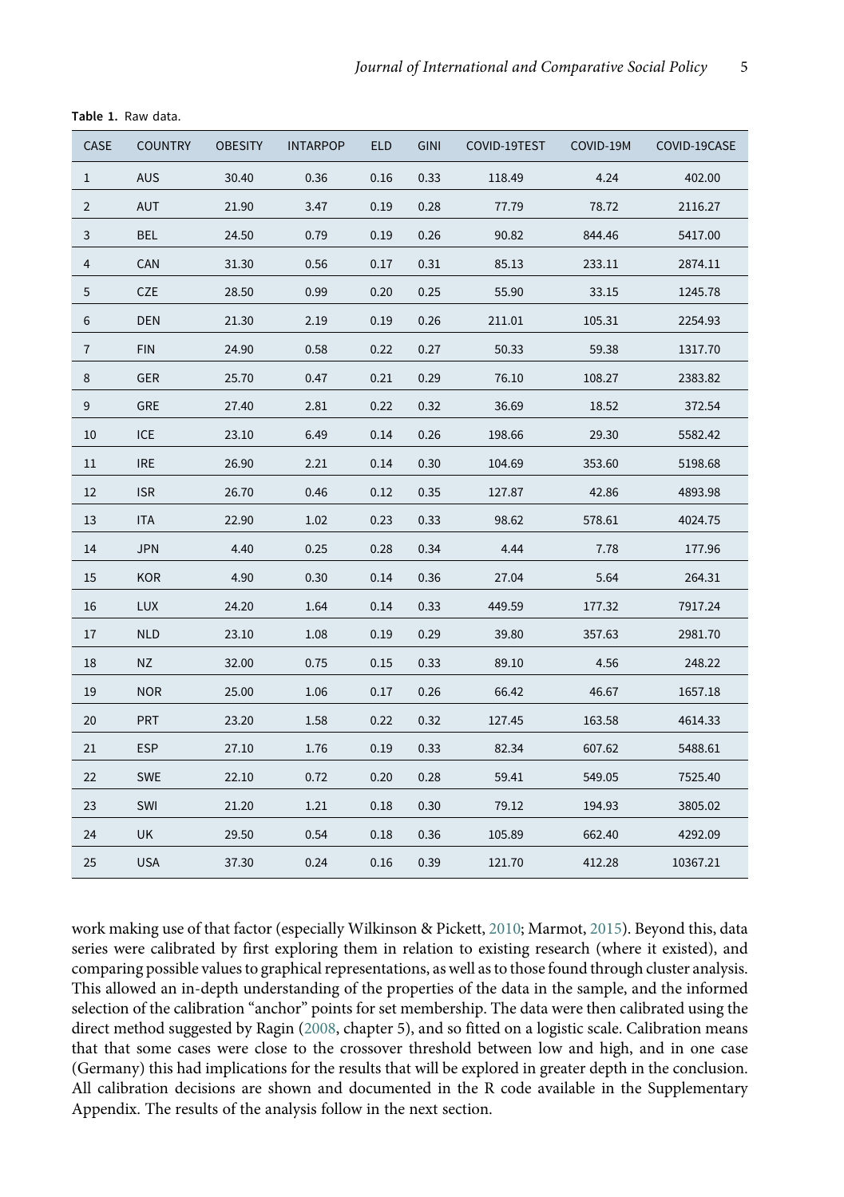**Table 1.** Raw data.

| CASE | COUNTRY | OBESITY | INTARPOP | ELD | GINI | COVID-19TEST | COVID-19M | COVID-19CASE |
|---|---|---|---|---|---|---|---|---|
| 1 | AUS | 30.40 | 0.36 | 0.16 | 0.33 | 118.49 | 4.24 | 402.00 |
| 2 | AUT | 21.90 | 3.47 | 0.19 | 0.28 | 77.79 | 78.72 | 2116.27 |
| 3 | BEL | 24.50 | 0.79 | 0.19 | 0.26 | 90.82 | 844.46 | 5417.00 |
| 4 | CAN | 31.30 | 0.56 | 0.17 | 0.31 | 85.13 | 233.11 | 2874.11 |
| 5 | CZE | 28.50 | 0.99 | 0.20 | 0.25 | 55.90 | 33.15 | 1245.78 |
| 6 | DEN | 21.30 | 2.19 | 0.19 | 0.26 | 211.01 | 105.31 | 2254.93 |
| 7 | FIN | 24.90 | 0.58 | 0.22 | 0.27 | 50.33 | 59.38 | 1317.70 |
| 8 | GER | 25.70 | 0.47 | 0.21 | 0.29 | 76.10 | 108.27 | 2383.82 |
| 9 | GRE | 27.40 | 2.81 | 0.22 | 0.32 | 36.69 | 18.52 | 372.54 |
| 10 | ICE | 23.10 | 6.49 | 0.14 | 0.26 | 198.66 | 29.30 | 5582.42 |
| 11 | IRE | 26.90 | 2.21 | 0.14 | 0.30 | 104.69 | 353.60 | 5198.68 |
| 12 | ISR | 26.70 | 0.46 | 0.12 | 0.35 | 127.87 | 42.86 | 4893.98 |
| 13 | ITA | 22.90 | 1.02 | 0.23 | 0.33 | 98.62 | 578.61 | 4024.75 |
| 14 | JPN | 4.40 | 0.25 | 0.28 | 0.34 | 4.44 | 7.78 | 177.96 |
| 15 | KOR | 4.90 | 0.30 | 0.14 | 0.36 | 27.04 | 5.64 | 264.31 |
| 16 | LUX | 24.20 | 1.64 | 0.14 | 0.33 | 449.59 | 177.32 | 7917.24 |
| 17 | NLD | 23.10 | 1.08 | 0.19 | 0.29 | 39.80 | 357.63 | 2981.70 |
| 18 | NZ | 32.00 | 0.75 | 0.15 | 0.33 | 89.10 | 4.56 | 248.22 |
| 19 | NOR | 25.00 | 1.06 | 0.17 | 0.26 | 66.42 | 46.67 | 1657.18 |
| 20 | PRT | 23.20 | 1.58 | 0.22 | 0.32 | 127.45 | 163.58 | 4614.33 |
| 21 | ESP | 27.10 | 1.76 | 0.19 | 0.33 | 82.34 | 607.62 | 5488.61 |
| 22 | SWE | 22.10 | 0.72 | 0.20 | 0.28 | 59.41 | 549.05 | 7525.40 |
| 23 | SWI | 21.20 | 1.21 | 0.18 | 0.30 | 79.12 | 194.93 | 3805.02 |
| 24 | UK | 29.50 | 0.54 | 0.18 | 0.36 | 105.89 | 662.40 | 4292.09 |
| 25 | USA | 37.30 | 0.24 | 0.16 | 0.39 | 121.70 | 412.28 | 10367.21 |

work making use of that factor (especially Wilkinson & Pickett, 2010; Marmot, 2015). Beyond this, data series were calibrated by first exploring them in relation to existing research (where it existed), and comparing possible values to graphical representations, as well as to those found through cluster analysis. This allowed an in-depth understanding of the properties of the data in the sample, and the informed selection of the calibration "anchor" points for set membership. The data were then calibrated using the direct method suggested by Ragin (2008, chapter 5), and so fitted on a logistic scale. Calibration means that that some cases were close to the crossover threshold between low and high, and in one case (Germany) this had implications for the results that will be explored in greater depth in the conclusion. All calibration decisions are shown and documented in the R code available in the Supplementary Appendix. The results of the analysis follow in the next section.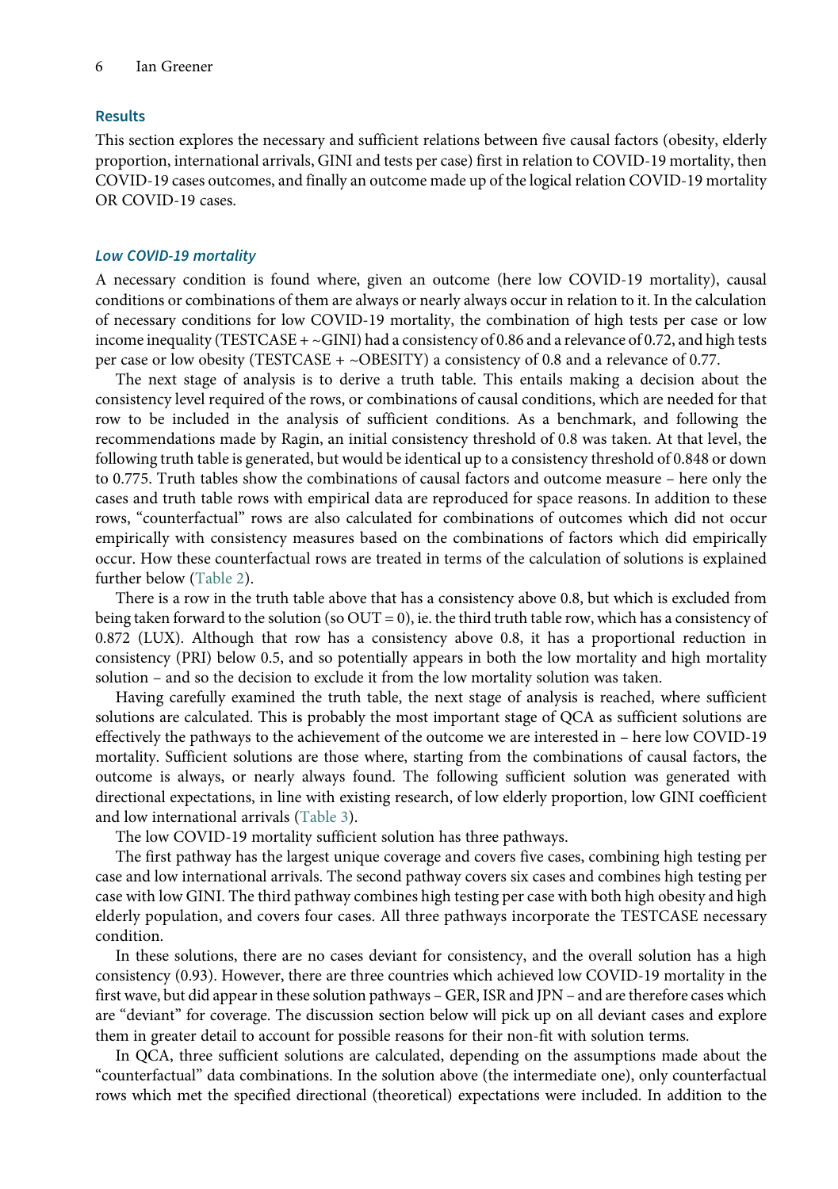## Results

This section explores the necessary and sufficient relations between five causal factors (obesity, elderly proportion, international arrivals, GINI and tests per case) first in relation to COVID-19 mortality, then COVID-19 cases outcomes, and finally an outcome made up of the logical relation COVID-19 mortality OR COVID-19 cases.

### *Low COVID-19 mortality*

A necessary condition is found where, given an outcome (here low COVID-19 mortality), causal conditions or combinations of them are always or nearly always occur in relation to it. In the calculation of necessary conditions for low COVID-19 mortality, the combination of high tests per case or low income inequality (TESTCASE + ~GINI) had a consistency of 0.86 and a relevance of 0.72, and high tests per case or low obesity (TESTCASE + ~OBESITY) a consistency of 0.8 and a relevance of 0.77.

The next stage of analysis is to derive a truth table. This entails making a decision about the consistency level required of the rows, or combinations of causal conditions, which are needed for that row to be included in the analysis of sufficient conditions. As a benchmark, and following the recommendations made by Ragin, an initial consistency threshold of 0.8 was taken. At that level, the following truth table is generated, but would be identical up to a consistency threshold of 0.848 or down to 0.775. Truth tables show the combinations of causal factors and outcome measure – here only the cases and truth table rows with empirical data are reproduced for space reasons. In addition to these rows, "counterfactual" rows are also calculated for combinations of outcomes which did not occur empirically with consistency measures based on the combinations of factors which did empirically occur. How these counterfactual rows are treated in terms of the calculation of solutions is explained further below (Table 2).

There is a row in the truth table above that has a consistency above 0.8, but which is excluded from being taken forward to the solution (so OUT = 0), ie. the third truth table row, which has a consistency of 0.872 (LUX). Although that row has a consistency above 0.8, it has a proportional reduction in consistency (PRI) below 0.5, and so potentially appears in both the low mortality and high mortality solution – and so the decision to exclude it from the low mortality solution was taken.

Having carefully examined the truth table, the next stage of analysis is reached, where sufficient solutions are calculated. This is probably the most important stage of QCA as sufficient solutions are effectively the pathways to the achievement of the outcome we are interested in – here low COVID-19 mortality. Sufficient solutions are those where, starting from the combinations of causal factors, the outcome is always, or nearly always found. The following sufficient solution was generated with directional expectations, in line with existing research, of low elderly proportion, low GINI coefficient and low international arrivals (Table 3).

The low COVID-19 mortality sufficient solution has three pathways.

The first pathway has the largest unique coverage and covers five cases, combining high testing per case and low international arrivals. The second pathway covers six cases and combines high testing per case with low GINI. The third pathway combines high testing per case with both high obesity and high elderly population, and covers four cases. All three pathways incorporate the TESTCASE necessary condition.

In these solutions, there are no cases deviant for consistency, and the overall solution has a high consistency (0.93). However, there are three countries which achieved low COVID-19 mortality in the first wave, but did appear in these solution pathways – GER, ISR and JPN – and are therefore cases which are "deviant" for coverage. The discussion section below will pick up on all deviant cases and explore them in greater detail to account for possible reasons for their non-fit with solution terms.

In QCA, three sufficient solutions are calculated, depending on the assumptions made about the "counterfactual" data combinations. In the solution above (the intermediate one), only counterfactual rows which met the specified directional (theoretical) expectations were included. In addition to the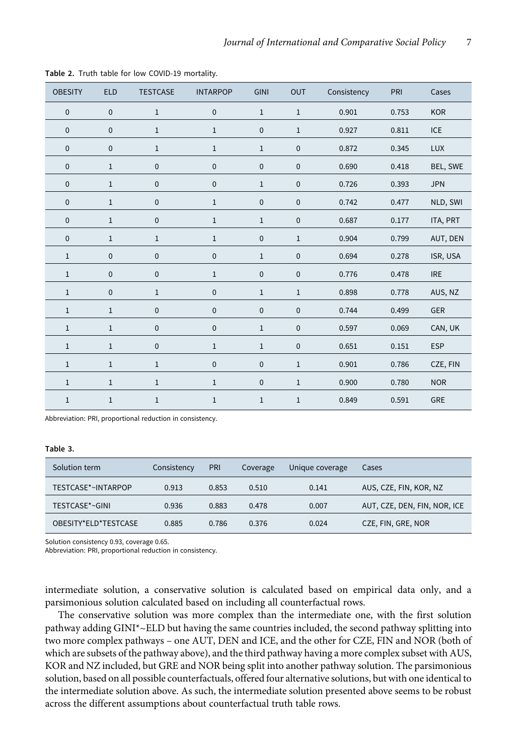**Table 2.** Truth table for low COVID-19 mortality.

| OBESITY | ELD | TESTCASE | INTARPOP | GINI | OUT | Consistency | PRI | Cases |
|---|---|---|---|---|---|---|---|---|
| 0 | 0 | 1 | 0 | 1 | 1 | 0.901 | 0.753 | KOR |
| 0 | 0 | 1 | 1 | 0 | 1 | 0.927 | 0.811 | ICE |
| 0 | 0 | 1 | 1 | 1 | 0 | 0.872 | 0.345 | LUX |
| 0 | 1 | 0 | 0 | 0 | 0 | 0.690 | 0.418 | BEL, SWE |
| 0 | 1 | 0 | 0 | 1 | 0 | 0.726 | 0.393 | JPN |
| 0 | 1 | 0 | 1 | 0 | 0 | 0.742 | 0.477 | NLD, SWI |
| 0 | 1 | 0 | 1 | 1 | 0 | 0.687 | 0.177 | ITA, PRT |
| 0 | 1 | 1 | 1 | 0 | 1 | 0.904 | 0.799 | AUT, DEN |
| 1 | 0 | 0 | 0 | 1 | 0 | 0.694 | 0.278 | ISR, USA |
| 1 | 0 | 0 | 1 | 0 | 0 | 0.776 | 0.478 | IRE |
| 1 | 0 | 1 | 0 | 1 | 1 | 0.898 | 0.778 | AUS, NZ |
| 1 | 1 | 0 | 0 | 0 | 0 | 0.744 | 0.499 | GER |
| 1 | 1 | 0 | 0 | 1 | 0 | 0.597 | 0.069 | CAN, UK |
| 1 | 1 | 0 | 1 | 1 | 0 | 0.651 | 0.151 | ESP |
| 1 | 1 | 1 | 0 | 0 | 1 | 0.901 | 0.786 | CZE, FIN |
| 1 | 1 | 1 | 1 | 0 | 1 | 0.900 | 0.780 | NOR |
| 1 | 1 | 1 | 1 | 1 | 1 | 0.849 | 0.591 | GRE |

Abbreviation: PRI, proportional reduction in consistency.

**Table 3.**

| Solution term | Consistency | PRI | Coverage | Unique coverage | Cases |
|---|---|---|---|---|---|
| TESTCASE*~INTARPOP | 0.913 | 0.853 | 0.510 | 0.141 | AUS, CZE, FIN, KOR, NZ |
| TESTCASE*~GINI | 0.936 | 0.883 | 0.478 | 0.007 | AUT, CZE, DEN, FIN, NOR, ICE |
| OBESITY*ELD*TESTCASE | 0.885 | 0.786 | 0.376 | 0.024 | CZE, FIN, GRE, NOR |

Solution consistency 0.93, coverage 0.65.
Abbreviation: PRI, proportional reduction in consistency.

intermediate solution, a conservative solution is calculated based on empirical data only, and a parsimonious solution calculated based on including all counterfactual rows.

The conservative solution was more complex than the intermediate one, with the first solution pathway adding GINI*~ELD but having the same countries included, the second pathway splitting into two more complex pathways – one AUT, DEN and ICE, and the other for CZE, FIN and NOR (both of which are subsets of the pathway above), and the third pathway having a more complex subset with AUS, KOR and NZ included, but GRE and NOR being split into another pathway solution. The parsimonious solution, based on all possible counterfactuals, offered four alternative solutions, but with one identical to the intermediate solution above. As such, the intermediate solution presented above seems to be robust across the different assumptions about counterfactual truth table rows.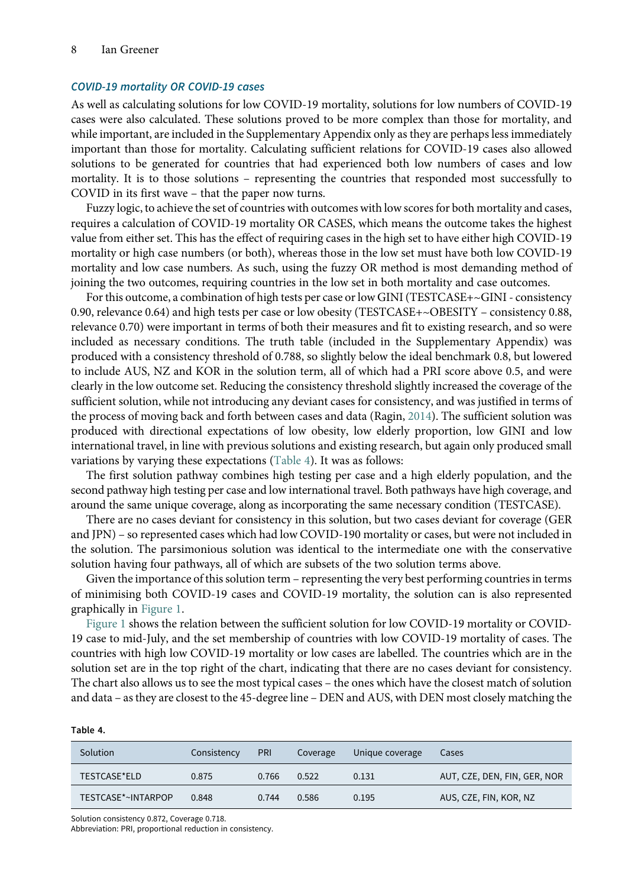### *COVID-19 mortality OR COVID-19 cases*

As well as calculating solutions for low COVID-19 mortality, solutions for low numbers of COVID-19 cases were also calculated. These solutions proved to be more complex than those for mortality, and while important, are included in the Supplementary Appendix only as they are perhaps less immediately important than those for mortality. Calculating sufficient relations for COVID-19 cases also allowed solutions to be generated for countries that had experienced both low numbers of cases and low mortality. It is to those solutions – representing the countries that responded most successfully to COVID in its first wave – that the paper now turns.

Fuzzy logic, to achieve the set of countries with outcomes with low scores for both mortality and cases, requires a calculation of COVID-19 mortality OR CASES, which means the outcome takes the highest value from either set. This has the effect of requiring cases in the high set to have either high COVID-19 mortality or high case numbers (or both), whereas those in the low set must have both low COVID-19 mortality and low case numbers. As such, using the fuzzy OR method is most demanding method of joining the two outcomes, requiring countries in the low set in both mortality and case outcomes.

For this outcome, a combination of high tests per case or low GINI (TESTCASE+~GINI - consistency 0.90, relevance 0.64) and high tests per case or low obesity (TESTCASE+~OBESITY – consistency 0.88, relevance 0.70) were important in terms of both their measures and fit to existing research, and so were included as necessary conditions. The truth table (included in the Supplementary Appendix) was produced with a consistency threshold of 0.788, so slightly below the ideal benchmark 0.8, but lowered to include AUS, NZ and KOR in the solution term, all of which had a PRI score above 0.5, and were clearly in the low outcome set. Reducing the consistency threshold slightly increased the coverage of the sufficient solution, while not introducing any deviant cases for consistency, and was justified in terms of the process of moving back and forth between cases and data (Ragin, 2014). The sufficient solution was produced with directional expectations of low obesity, low elderly proportion, low GINI and low international travel, in line with previous solutions and existing research, but again only produced small variations by varying these expectations (Table 4). It was as follows:

The first solution pathway combines high testing per case and a high elderly population, and the second pathway high testing per case and low international travel. Both pathways have high coverage, and around the same unique coverage, along as incorporating the same necessary condition (TESTCASE).

There are no cases deviant for consistency in this solution, but two cases deviant for coverage (GER and JPN) – so represented cases which had low COVID-190 mortality or cases, but were not included in the solution. The parsimonious solution was identical to the intermediate one with the conservative solution having four pathways, all of which are subsets of the two solution terms above.

Given the importance of this solution term – representing the very best performing countries in terms of minimising both COVID-19 cases and COVID-19 mortality, the solution can is also represented graphically in Figure 1.

Figure 1 shows the relation between the sufficient solution for low COVID-19 mortality or COVID-19 case to mid-July, and the set membership of countries with low COVID-19 mortality of cases. The countries with high low COVID-19 mortality or low cases are labelled. The countries which are in the solution set are in the top right of the chart, indicating that there are no cases deviant for consistency. The chart also allows us to see the most typical cases – the ones which have the closest match of solution and data – as they are closest to the 45-degree line – DEN and AUS, with DEN most closely matching the

**Table 4.**

| Solution | Consistency | PRI | Coverage | Unique coverage | Cases |
|---|---|---|---|---|---|
| TESTCASE*ELD | 0.875 | 0.766 | 0.522 | 0.131 | AUT, CZE, DEN, FIN, GER, NOR |
| TESTCASE*~INTARPOP | 0.848 | 0.744 | 0.586 | 0.195 | AUS, CZE, FIN, KOR, NZ |

Solution consistency 0.872, Coverage 0.718.
Abbreviation: PRI, proportional reduction in consistency.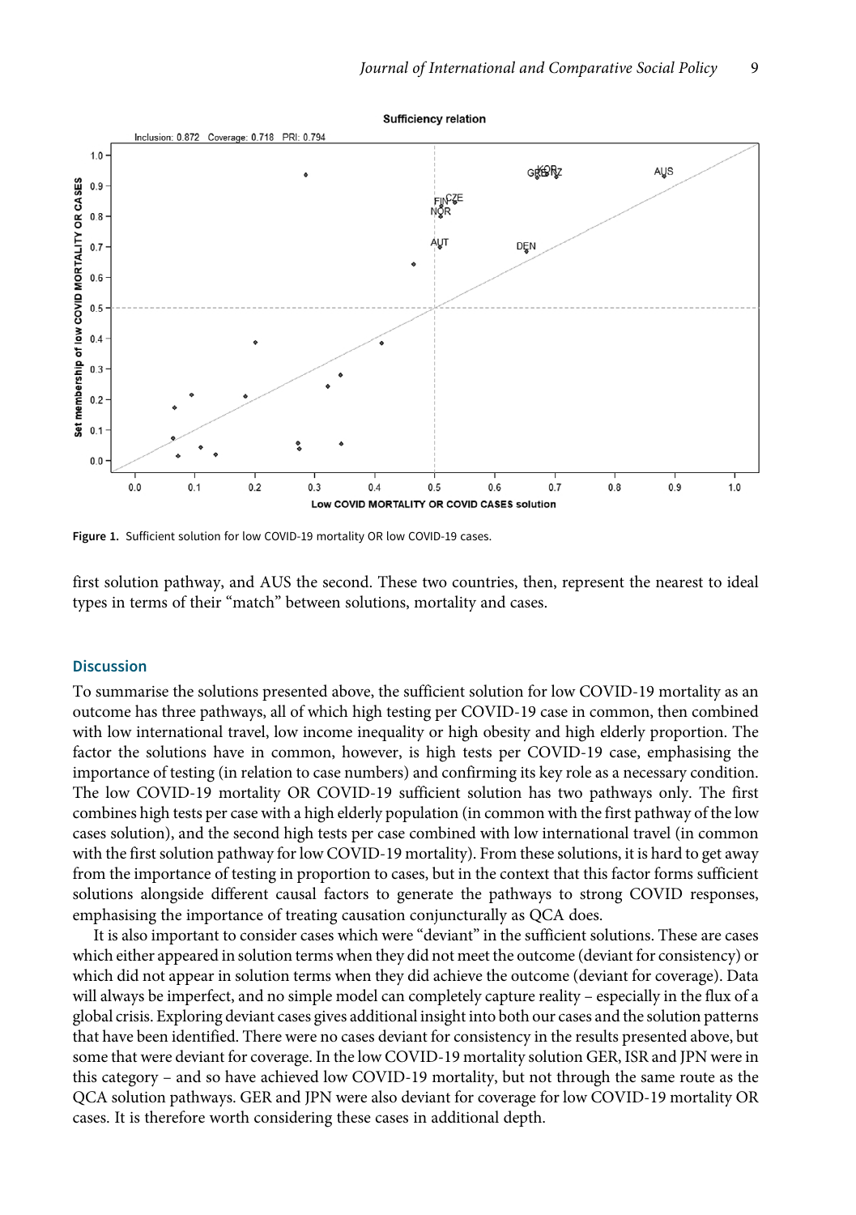**Figure 1.** Sufficient solution for low COVID-19 mortality OR low COVID-19 cases.

first solution pathway, and AUS the second. These two countries, then, represent the nearest to ideal types in terms of their "match" between solutions, mortality and cases.

## Discussion

To summarise the solutions presented above, the sufficient solution for low COVID-19 mortality as an outcome has three pathways, all of which high testing per COVID-19 case in common, then combined with low international travel, low income inequality or high obesity and high elderly proportion. The factor the solutions have in common, however, is high tests per COVID-19 case, emphasising the importance of testing (in relation to case numbers) and confirming its key role as a necessary condition. The low COVID-19 mortality OR COVID-19 sufficient solution has two pathways only. The first combines high tests per case with a high elderly population (in common with the first pathway of the low cases solution), and the second high tests per case combined with low international travel (in common with the first solution pathway for low COVID-19 mortality). From these solutions, it is hard to get away from the importance of testing in proportion to cases, but in the context that this factor forms sufficient solutions alongside different causal factors to generate the pathways to strong COVID responses, emphasising the importance of treating causation conjuncturally as QCA does.

It is also important to consider cases which were "deviant" in the sufficient solutions. These are cases which either appeared in solution terms when they did not meet the outcome (deviant for consistency) or which did not appear in solution terms when they did achieve the outcome (deviant for coverage). Data will always be imperfect, and no simple model can completely capture reality – especially in the flux of a global crisis. Exploring deviant cases gives additional insight into both our cases and the solution patterns that have been identified. There were no cases deviant for consistency in the results presented above, but some that were deviant for coverage. In the low COVID-19 mortality solution GER, ISR and JPN were in this category – and so have achieved low COVID-19 mortality, but not through the same route as the QCA solution pathways. GER and JPN were also deviant for coverage for low COVID-19 mortality OR cases. It is therefore worth considering these cases in additional depth.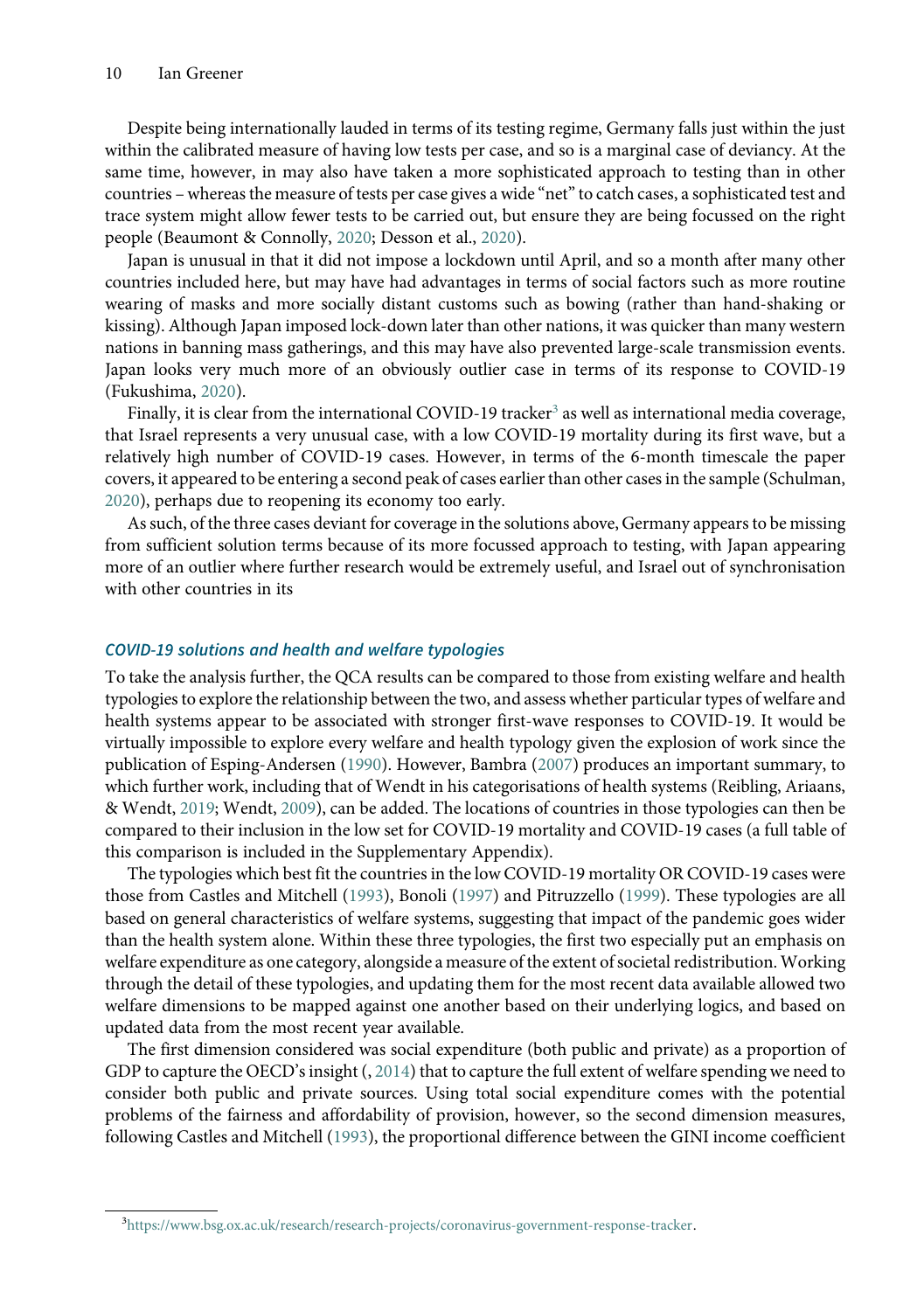Despite being internationally lauded in terms of its testing regime, Germany falls just within the just within the calibrated measure of having low tests per case, and so is a marginal case of deviancy. At the same time, however, in may also have taken a more sophisticated approach to testing than in other countries – whereas the measure of tests per case gives a wide "net" to catch cases, a sophisticated test and trace system might allow fewer tests to be carried out, but ensure they are being focussed on the right people (Beaumont & Connolly, 2020; Desson et al., 2020).

Japan is unusual in that it did not impose a lockdown until April, and so a month after many other countries included here, but may have had advantages in terms of social factors such as more routine wearing of masks and more socially distant customs such as bowing (rather than hand-shaking or kissing). Although Japan imposed lock-down later than other nations, it was quicker than many western nations in banning mass gatherings, and this may have also prevented large-scale transmission events. Japan looks very much more of an obviously outlier case in terms of its response to COVID-19 (Fukushima, 2020).

Finally, it is clear from the international COVID-19 tracker[3] as well as international media coverage, that Israel represents a very unusual case, with a low COVID-19 mortality during its first wave, but a relatively high number of COVID-19 cases. However, in terms of the 6-month timescale the paper covers, it appeared to be entering a second peak of cases earlier than other cases in the sample (Schulman, 2020), perhaps due to reopening its economy too early.

As such, of the three cases deviant for coverage in the solutions above, Germany appears to be missing from sufficient solution terms because of its more focussed approach to testing, with Japan appearing more of an outlier where further research would be extremely useful, and Israel out of synchronisation with other countries in its

### *COVID-19 solutions and health and welfare typologies*

To take the analysis further, the QCA results can be compared to those from existing welfare and health typologies to explore the relationship between the two, and assess whether particular types of welfare and health systems appear to be associated with stronger first-wave responses to COVID-19. It would be virtually impossible to explore every welfare and health typology given the explosion of work since the publication of Esping-Andersen (1990). However, Bambra (2007) produces an important summary, to which further work, including that of Wendt in his categorisations of health systems (Reibling, Ariaans, & Wendt, 2019; Wendt, 2009), can be added. The locations of countries in those typologies can then be compared to their inclusion in the low set for COVID-19 mortality and COVID-19 cases (a full table of this comparison is included in the Supplementary Appendix).

The typologies which best fit the countries in the low COVID-19 mortality OR COVID-19 cases were those from Castles and Mitchell (1993), Bonoli (1997) and Pitruzzello (1999). These typologies are all based on general characteristics of welfare systems, suggesting that impact of the pandemic goes wider than the health system alone. Within these three typologies, the first two especially put an emphasis on welfare expenditure as one category, alongside a measure of the extent of societal redistribution. Working through the detail of these typologies, and updating them for the most recent data available allowed two welfare dimensions to be mapped against one another based on their underlying logics, and based on updated data from the most recent year available.

The first dimension considered was social expenditure (both public and private) as a proportion of GDP to capture the OECD's insight (, 2014) that to capture the full extent of welfare spending we need to consider both public and private sources. Using total social expenditure comes with the potential problems of the fairness and affordability of provision, however, so the second dimension measures, following Castles and Mitchell (1993), the proportional difference between the GINI income coefficient

[3] https://www.bsg.ox.ac.uk/research/research-projects/coronavirus-government-response-tracker.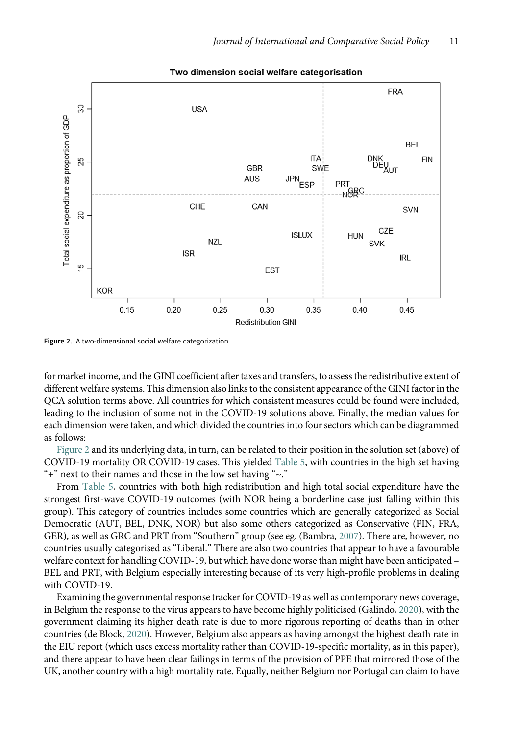Figure 2. A two-dimensional social welfare categorization.

for market income, and the GINI coefficient after taxes and transfers, to assess the redistributive extent of different welfare systems. This dimension also links to the consistent appearance of the GINI factor in the QCA solution terms above. All countries for which consistent measures could be found were included, leading to the inclusion of some not in the COVID-19 solutions above. Finally, the median values for each dimension were taken, and which divided the countries into four sectors which can be diagrammed as follows:

Figure 2 and its underlying data, in turn, can be related to their position in the solution set (above) of COVID-19 mortality OR COVID-19 cases. This yielded Table 5, with countries in the high set having "+" next to their names and those in the low set having "~."

From Table 5, countries with both high redistribution and high total social expenditure have the strongest first-wave COVID-19 outcomes (with NOR being a borderline case just falling within this group). This category of countries includes some countries which are generally categorized as Social Democratic (AUT, BEL, DNK, NOR) but also some others categorized as Conservative (FIN, FRA, GER), as well as GRC and PRT from "Southern" group (see eg. (Bambra, 2007). There are, however, no countries usually categorised as "Liberal." There are also two countries that appear to have a favourable welfare context for handling COVID-19, but which have done worse than might have been anticipated – BEL and PRT, with Belgium especially interesting because of its very high-profile problems in dealing with COVID-19.

Examining the governmental response tracker for COVID-19 as well as contemporary news coverage, in Belgium the response to the virus appears to have become highly politicised (Galindo, 2020), with the government claiming its higher death rate is due to more rigorous reporting of deaths than in other countries (de Block, 2020). However, Belgium also appears as having amongst the highest death rate in the EIU report (which uses excess mortality rather than COVID-19-specific mortality, as in this paper), and there appear to have been clear failings in terms of the provision of PPE that mirrored those of the UK, another country with a high mortality rate. Equally, neither Belgium nor Portugal can claim to have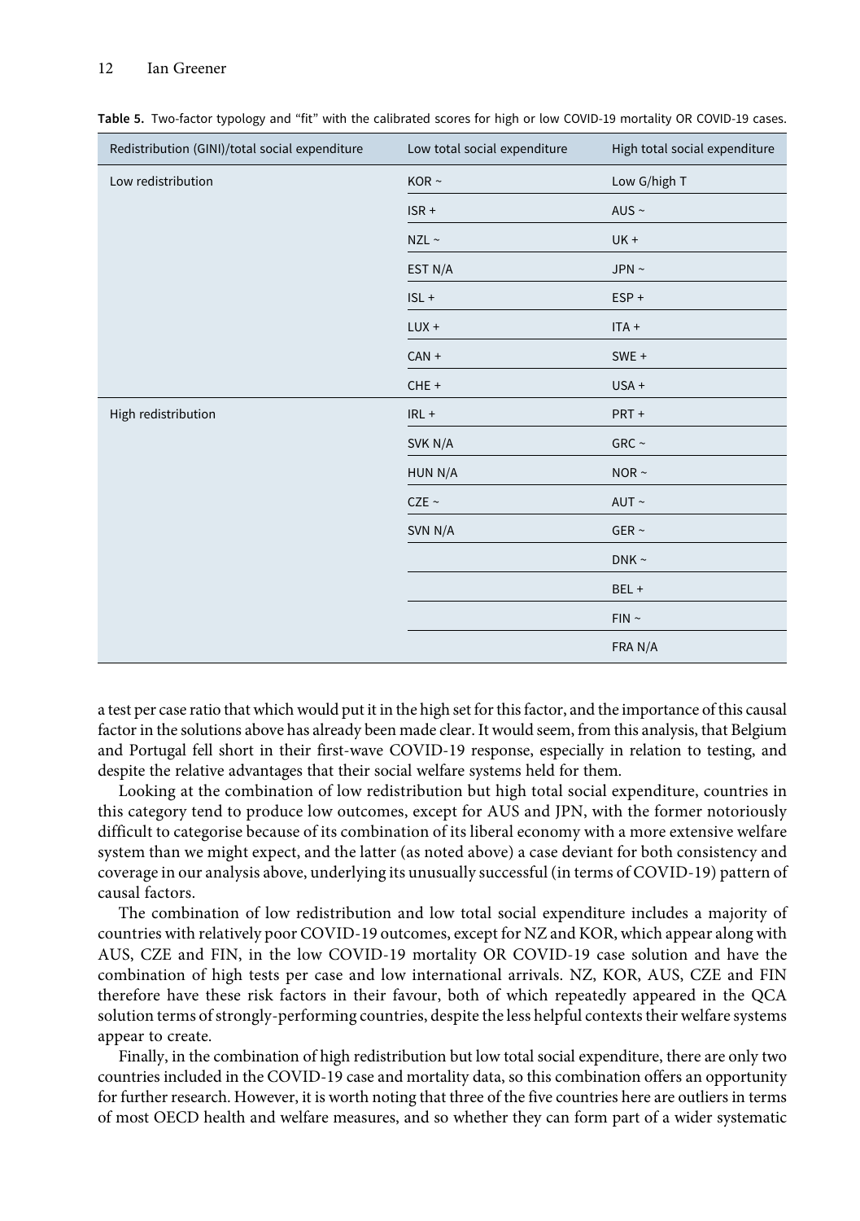**Table 5.** Two-factor typology and "fit" with the calibrated scores for high or low COVID-19 mortality OR COVID-19 cases.

| Redistribution (GINI)/total social expenditure | Low total social expenditure | High total social expenditure |
|---|---|---|
| Low redistribution | KOR ~ | Low G/high T |
| | ISR + | AUS ~ |
| | NZL ~ | UK + |
| | EST N/A | JPN ~ |
| | ISL + | ESP + |
| | LUX + | ITA + |
| | CAN + | SWE + |
| | CHE + | USA + |
| High redistribution | IRL + | PRT + |
| | SVK N/A | GRC ~ |
| | HUN N/A | NOR ~ |
| | CZE ~ | AUT ~ |
| | SVN N/A | GER ~ |
| | | DNK ~ |
| | | BEL + |
| | | FIN ~ |
| | | FRA N/A |

a test per case ratio that which would put it in the high set for this factor, and the importance of this causal factor in the solutions above has already been made clear. It would seem, from this analysis, that Belgium and Portugal fell short in their first-wave COVID-19 response, especially in relation to testing, and despite the relative advantages that their social welfare systems held for them.

Looking at the combination of low redistribution but high total social expenditure, countries in this category tend to produce low outcomes, except for AUS and JPN, with the former notoriously difficult to categorise because of its combination of its liberal economy with a more extensive welfare system than we might expect, and the latter (as noted above) a case deviant for both consistency and coverage in our analysis above, underlying its unusually successful (in terms of COVID-19) pattern of causal factors.

The combination of low redistribution and low total social expenditure includes a majority of countries with relatively poor COVID-19 outcomes, except for NZ and KOR, which appear along with AUS, CZE and FIN, in the low COVID-19 mortality OR COVID-19 case solution and have the combination of high tests per case and low international arrivals. NZ, KOR, AUS, CZE and FIN therefore have these risk factors in their favour, both of which repeatedly appeared in the QCA solution terms of strongly-performing countries, despite the less helpful contexts their welfare systems appear to create.

Finally, in the combination of high redistribution but low total social expenditure, there are only two countries included in the COVID-19 case and mortality data, so this combination offers an opportunity for further research. However, it is worth noting that three of the five countries here are outliers in terms of most OECD health and welfare measures, and so whether they can form part of a wider systematic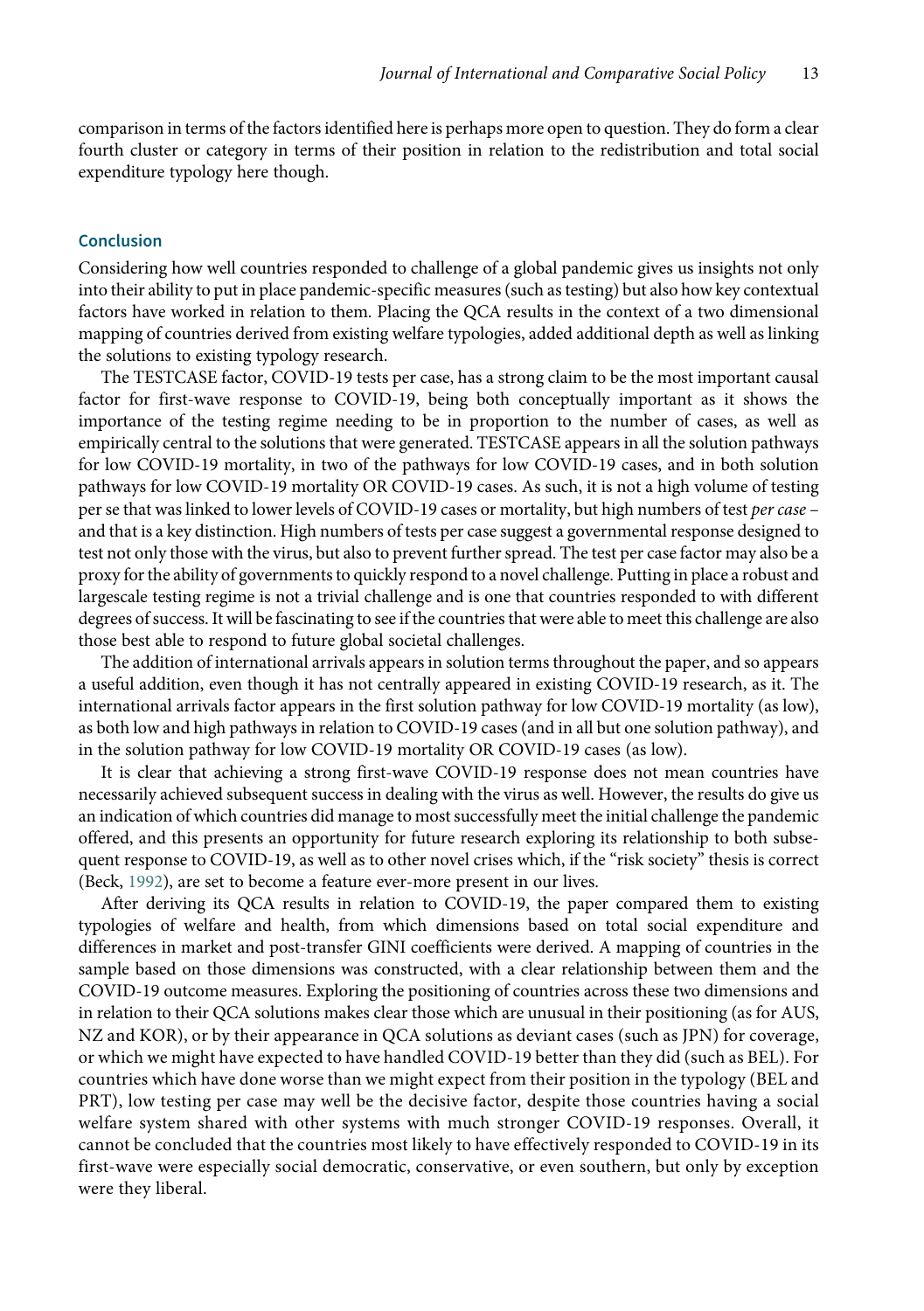comparison in terms of the factors identified here is perhaps more open to question. They do form a clear fourth cluster or category in terms of their position in relation to the redistribution and total social expenditure typology here though.

## Conclusion

Considering how well countries responded to challenge of a global pandemic gives us insights not only into their ability to put in place pandemic-specific measures (such as testing) but also how key contextual factors have worked in relation to them. Placing the QCA results in the context of a two dimensional mapping of countries derived from existing welfare typologies, added additional depth as well as linking the solutions to existing typology research.

The TESTCASE factor, COVID-19 tests per case, has a strong claim to be the most important causal factor for first-wave response to COVID-19, being both conceptually important as it shows the importance of the testing regime needing to be in proportion to the number of cases, as well as empirically central to the solutions that were generated. TESTCASE appears in all the solution pathways for low COVID-19 mortality, in two of the pathways for low COVID-19 cases, and in both solution pathways for low COVID-19 mortality OR COVID-19 cases. As such, it is not a high volume of testing per se that was linked to lower levels of COVID-19 cases or mortality, but high numbers of test *per case* – and that is a key distinction. High numbers of tests per case suggest a governmental response designed to test not only those with the virus, but also to prevent further spread. The test per case factor may also be a proxy for the ability of governments to quickly respond to a novel challenge. Putting in place a robust and largescale testing regime is not a trivial challenge and is one that countries responded to with different degrees of success. It will be fascinating to see if the countries that were able to meet this challenge are also those best able to respond to future global societal challenges.

The addition of international arrivals appears in solution terms throughout the paper, and so appears a useful addition, even though it has not centrally appeared in existing COVID-19 research, as it. The international arrivals factor appears in the first solution pathway for low COVID-19 mortality (as low), as both low and high pathways in relation to COVID-19 cases (and in all but one solution pathway), and in the solution pathway for low COVID-19 mortality OR COVID-19 cases (as low).

It is clear that achieving a strong first-wave COVID-19 response does not mean countries have necessarily achieved subsequent success in dealing with the virus as well. However, the results do give us an indication of which countries did manage to most successfully meet the initial challenge the pandemic offered, and this presents an opportunity for future research exploring its relationship to both subsequent response to COVID-19, as well as to other novel crises which, if the "risk society" thesis is correct (Beck, 1992), are set to become a feature ever-more present in our lives.

After deriving its QCA results in relation to COVID-19, the paper compared them to existing typologies of welfare and health, from which dimensions based on total social expenditure and differences in market and post-transfer GINI coefficients were derived. A mapping of countries in the sample based on those dimensions was constructed, with a clear relationship between them and the COVID-19 outcome measures. Exploring the positioning of countries across these two dimensions and in relation to their QCA solutions makes clear those which are unusual in their positioning (as for AUS, NZ and KOR), or by their appearance in QCA solutions as deviant cases (such as JPN) for coverage, or which we might have expected to have handled COVID-19 better than they did (such as BEL). For countries which have done worse than we might expect from their position in the typology (BEL and PRT), low testing per case may well be the decisive factor, despite those countries having a social welfare system shared with other systems with much stronger COVID-19 responses. Overall, it cannot be concluded that the countries most likely to have effectively responded to COVID-19 in its first-wave were especially social democratic, conservative, or even southern, but only by exception were they liberal.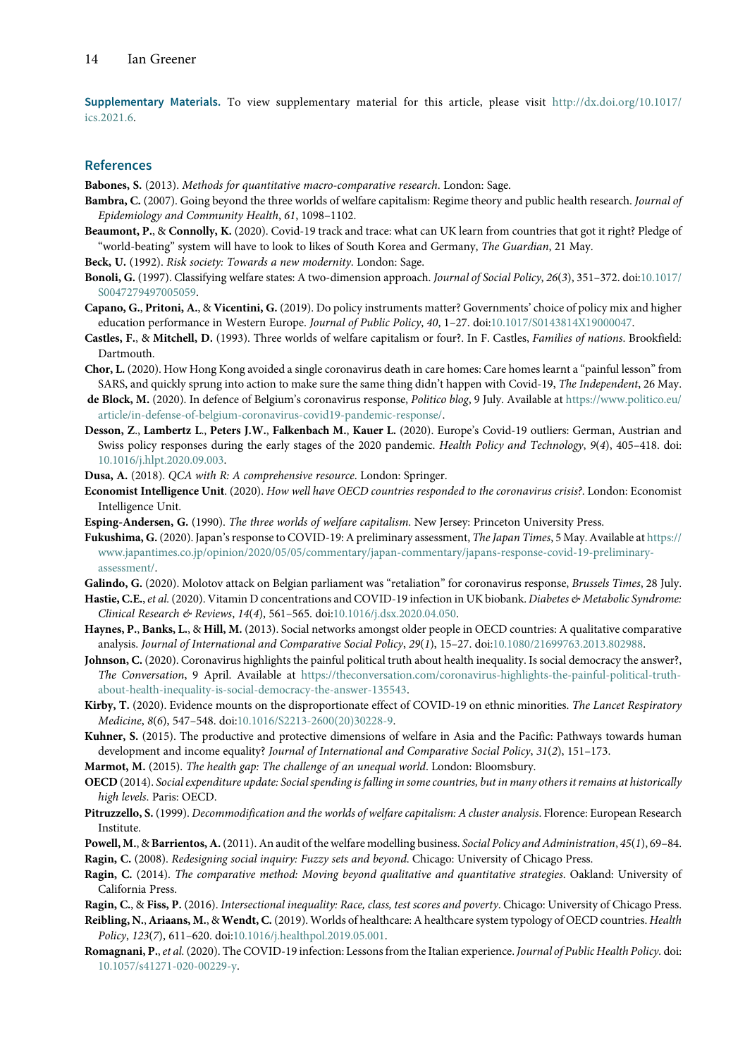**Supplementary Materials.** To view supplementary material for this article, please visit http://dx.doi.org/10.1017/ics.2021.6.

## References

**Babones, S.** (2013). *Methods for quantitative macro-comparative research*. London: Sage.

**Bambra, C.** (2007). Going beyond the three worlds of welfare capitalism: Regime theory and public health research. *Journal of Epidemiology and Community Health*, *61*, 1098–1102.

**Beaumont, P.**, & **Connolly, K.** (2020). Covid-19 track and trace: what can UK learn from countries that got it right? Pledge of "world-beating" system will have to look to likes of South Korea and Germany, *The Guardian*, 21 May.

**Beck, U.** (1992). *Risk society: Towards a new modernity*. London: Sage.

**Bonoli, G.** (1997). Classifying welfare states: A two-dimension approach. *Journal of Social Policy*, *26*(*3*), 351–372. doi:10.1017/S0047279497005059.

**Capano, G.**, **Pritoni, A.**, & **Vicentini, G.** (2019). Do policy instruments matter? Governments' choice of policy mix and higher education performance in Western Europe. *Journal of Public Policy*, *40*, 1–27. doi:10.1017/S0143814X19000047.

**Castles, F.**, & **Mitchell, D.** (1993). Three worlds of welfare capitalism or four?. In F. Castles, *Families of nations*. Brookfield: Dartmouth.

**Chor, L.** (2020). How Hong Kong avoided a single coronavirus death in care homes: Care homes learnt a "painful lesson" from SARS, and quickly sprung into action to make sure the same thing didn't happen with Covid-19, *The Independent*, 26 May.

**de Block, M.** (2020). In defence of Belgium's coronavirus response, *Politico blog*, 9 July. Available at https://www.politico.eu/article/in-defense-of-belgium-coronavirus-covid19-pandemic-response/.

**Desson, Z.**, **Lambertz L.**, **Peters J.W.**, **Falkenbach M.**, **Kauer L.** (2020). Europe's Covid-19 outliers: German, Austrian and Swiss policy responses during the early stages of the 2020 pandemic. *Health Policy and Technology*, *9*(*4*), 405–418. doi:10.1016/j.hlpt.2020.09.003.

**Dusa, A.** (2018). *QCA with R: A comprehensive resource*. London: Springer.

**Economist Intelligence Unit**. (2020). *How well have OECD countries responded to the coronavirus crisis?*. London: Economist Intelligence Unit.

**Esping-Andersen, G.** (1990). *The three worlds of welfare capitalism*. New Jersey: Princeton University Press.

**Fukushima, G.** (2020). Japan's response to COVID-19: A preliminary assessment, *The Japan Times*, 5 May. Available at https://www.japantimes.co.jp/opinion/2020/05/05/commentary/japan-commentary/japans-response-covid-19-preliminary-assessment/.

**Galindo, G.** (2020). Molotov attack on Belgian parliament was "retaliation" for coronavirus response, *Brussels Times*, 28 July.

**Hastie, C.E.**, *et al.* (2020). Vitamin D concentrations and COVID-19 infection in UK biobank. *Diabetes & Metabolic Syndrome: Clinical Research & Reviews*, *14*(*4*), 561–565. doi:10.1016/j.dsx.2020.04.050.

**Haynes, P.**, **Banks, L.**, & **Hill, M.** (2013). Social networks amongst older people in OECD countries: A qualitative comparative analysis. *Journal of International and Comparative Social Policy*, *29*(*1*), 15–27. doi:10.1080/21699763.2013.802988.

**Johnson, C.** (2020). Coronavirus highlights the painful political truth about health inequality. Is social democracy the answer?, *The Conversation*, 9 April. Available at https://theconversation.com/coronavirus-highlights-the-painful-political-truth-about-health-inequality-is-social-democracy-the-answer-135543.

**Kirby, T.** (2020). Evidence mounts on the disproportionate effect of COVID-19 on ethnic minorities. *The Lancet Respiratory Medicine*, *8*(*6*), 547–548. doi:10.1016/S2213-2600(20)30228-9.

**Kuhner, S.** (2015). The productive and protective dimensions of welfare in Asia and the Pacific: Pathways towards human development and income equality? *Journal of International and Comparative Social Policy*, *31*(*2*), 151–173.

**Marmot, M.** (2015). *The health gap: The challenge of an unequal world*. London: Bloomsbury.

**OECD** (2014). *Social expenditure update: Social spending is falling in some countries, but in many others it remains at historically high levels*. Paris: OECD.

**Pitruzzello, S.** (1999). *Decommodification and the worlds of welfare capitalism: A cluster analysis*. Florence: European Research Institute.

**Powell, M.**, & **Barrientos, A.** (2011). An audit of the welfare modelling business. *Social Policy and Administration*, *45*(*1*), 69–84.

**Ragin, C.** (2008). *Redesigning social inquiry: Fuzzy sets and beyond*. Chicago: University of Chicago Press.

**Ragin, C.** (2014). *The comparative method: Moving beyond qualitative and quantitative strategies*. Oakland: University of California Press.

**Ragin, C.**, & **Fiss, P.** (2016). *Intersectional inequality: Race, class, test scores and poverty*. Chicago: University of Chicago Press.

**Reibling, N.**, **Ariaans, M.**, & **Wendt, C.** (2019). Worlds of healthcare: A healthcare system typology of OECD countries. *Health Policy*, *123*(*7*), 611–620. doi:10.1016/j.healthpol.2019.05.001.

**Romagnani, P.**, *et al.* (2020). The COVID-19 infection: Lessons from the Italian experience. *Journal of Public Health Policy*. doi:10.1057/s41271-020-00229-y.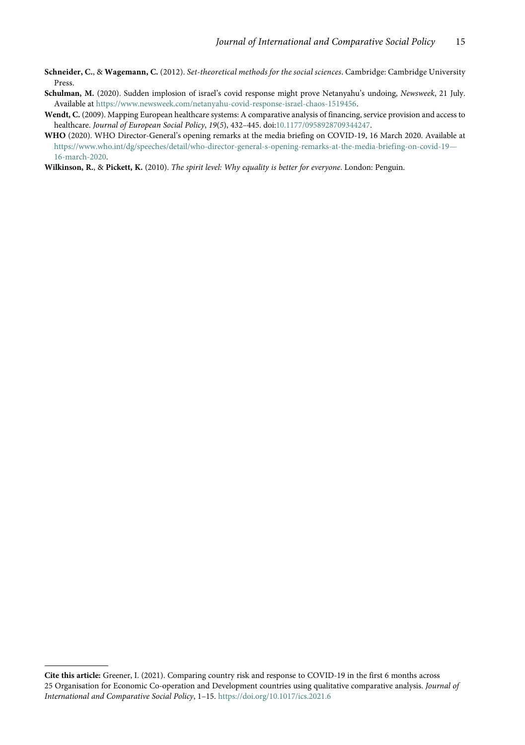**Schneider, C.**, & **Wagemann, C.** (2012). *Set-theoretical methods for the social sciences*. Cambridge: Cambridge University Press.

**Schulman, M.** (2020). Sudden implosion of israel's covid response might prove Netanyahu's undoing, *Newsweek*, 21 July. Available at https://www.newsweek.com/netanyahu-covid-response-israel-chaos-1519456.

**Wendt, C.** (2009). Mapping European healthcare systems: A comparative analysis of financing, service provision and access to healthcare. *Journal of European Social Policy*, *19*(5), 432–445. doi:10.1177/0958928709344247.

**WHO** (2020). WHO Director-General's opening remarks at the media briefing on COVID-19, 16 March 2020. Available at https://www.who.int/dg/speeches/detail/who-director-general-s-opening-remarks-at-the-media-briefing-on-covid-19—16-march-2020.

**Wilkinson, R.**, & **Pickett, K.** (2010). *The spirit level: Why equality is better for everyone*. London: Penguin.

---

**Cite this article:** Greener, I. (2021). Comparing country risk and response to COVID-19 in the first 6 months across 25 Organisation for Economic Co-operation and Development countries using qualitative comparative analysis. *Journal of International and Comparative Social Policy*, 1–15. https://doi.org/10.1017/ics.2021.6